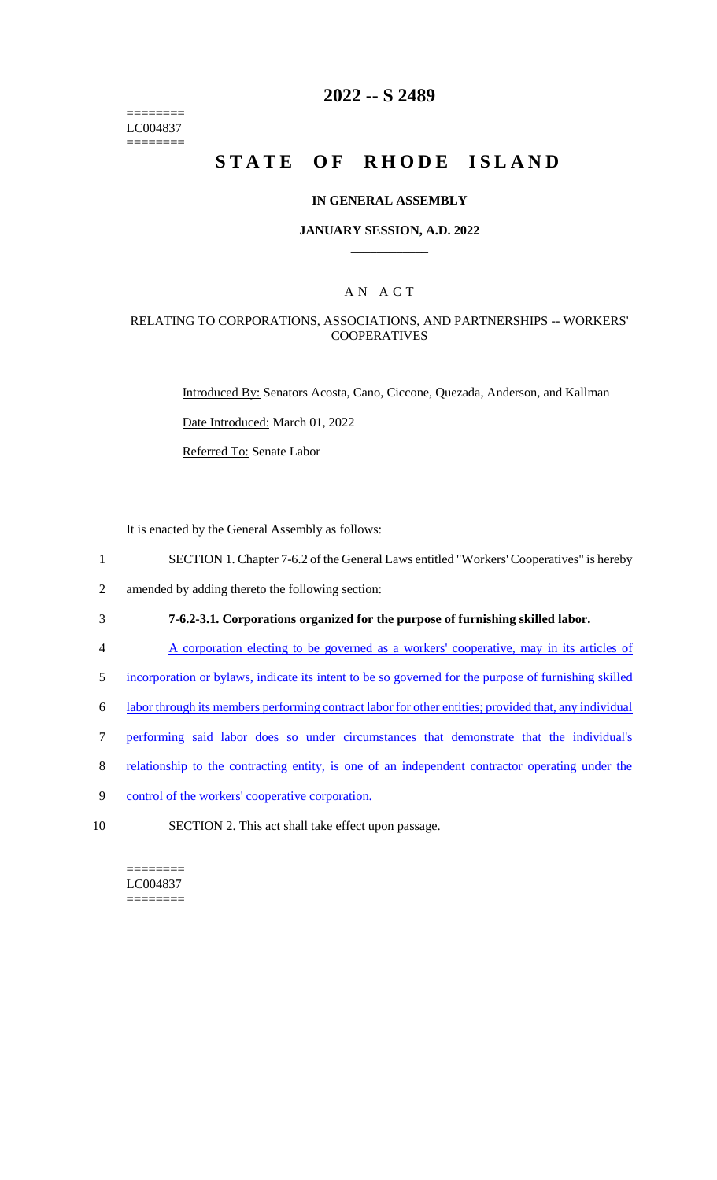========
LC004837
========

# 2022 -- S 2489

# STATE OF RHODE ISLAND

## IN GENERAL ASSEMBLY

### JANUARY SESSION, A.D. 2022

## A N A C T

### RELATING TO CORPORATIONS, ASSOCIATIONS, AND PARTNERSHIPS -- WORKERS' COOPERATIVES

Introduced By: Senators Acosta, Cano, Ciccone, Quezada, Anderson, and Kallman

Date Introduced: March 01, 2022

Referred To: Senate Labor

It is enacted by the General Assembly as follows:

1 SECTION 1. Chapter 7-6.2 of the General Laws entitled "Workers' Cooperatives" is hereby
2 amended by adding thereto the following section:

3 **7-6.2-3.1. Corporations organized for the purpose of furnishing skilled labor.**

4 A corporation electing to be governed as a workers' cooperative, may in its articles of
5 incorporation or bylaws, indicate its intent to be so governed for the purpose of furnishing skilled
6 labor through its members performing contract labor for other entities; provided that, any individual
7 performing said labor does so under circumstances that demonstrate that the individual's
8 relationship to the contracting entity, is one of an independent contractor operating under the
9 control of the workers' cooperative corporation.

10 SECTION 2. This act shall take effect upon passage.

========
LC004837
========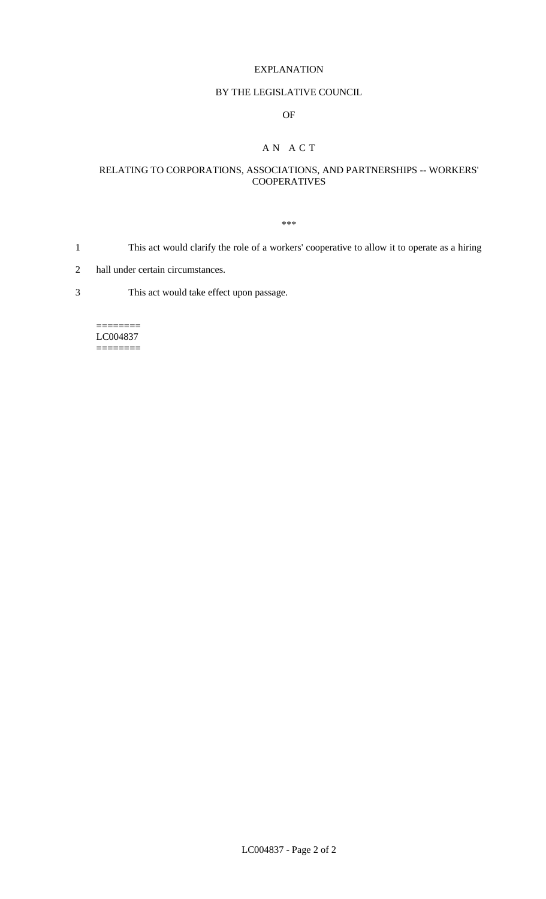EXPLANATION

BY THE LEGISLATIVE COUNCIL

OF

# A N A C T

## RELATING TO CORPORATIONS, ASSOCIATIONS, AND PARTNERSHIPS -- WORKERS' COOPERATIVES

***

1 This act would clarify the role of a workers' cooperative to allow it to operate as a hiring
2 hall under certain circumstances.
3 This act would take effect upon passage.

========
LC004837
========